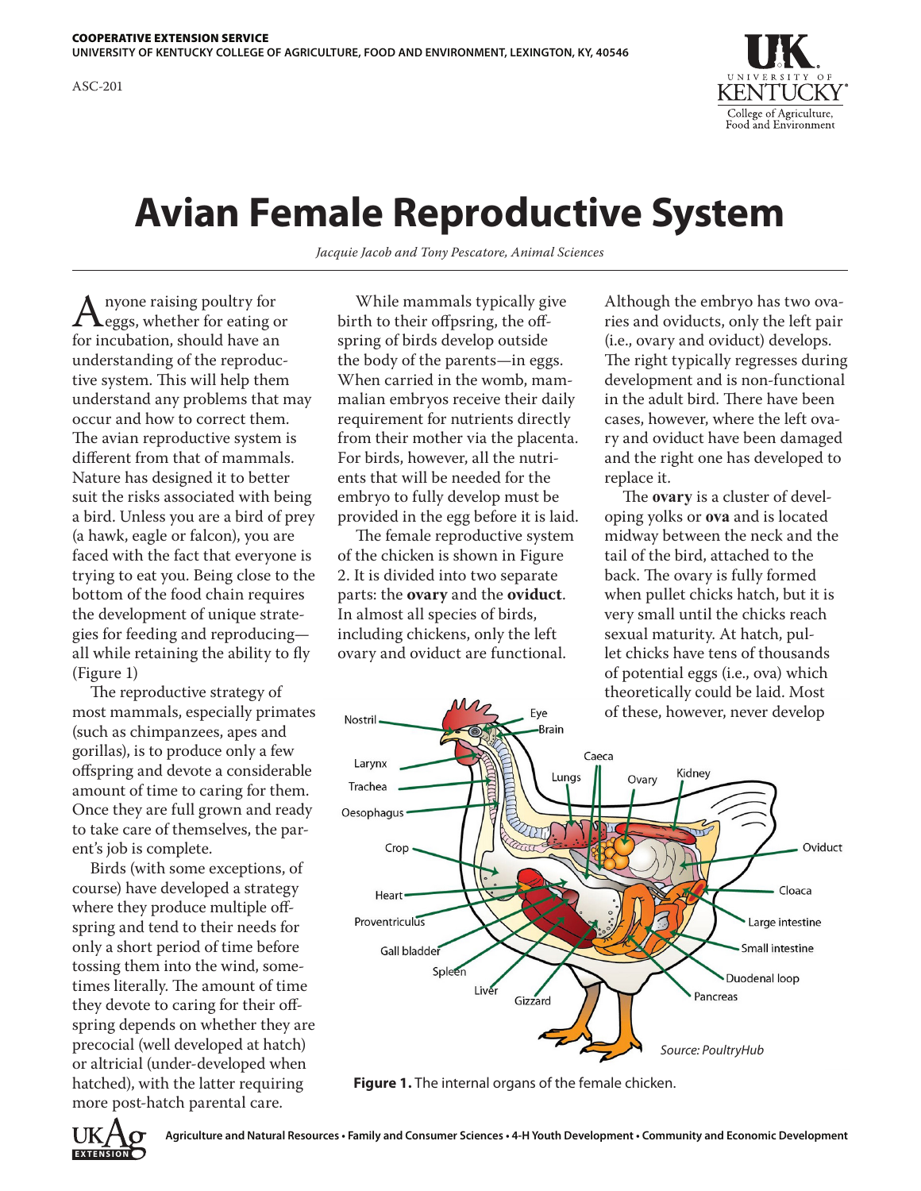COOPERATIVE EXTENSION SERVICE
UNIVERSITY OF KENTUCKY COLLEGE OF AGRICULTURE, FOOD AND ENVIRONMENT, LEXINGTON, KY, 40546

ASC-201

# Avian Female Reproductive System

*Jacquie Jacob and Tony Pescatore, Animal Sciences*

Anyone raising poultry for eggs, whether for eating or for incubation, should have an understanding of the reproductive system. This will help them understand any problems that may occur and how to correct them. The avian reproductive system is different from that of mammals. Nature has designed it to better suit the risks associated with being a bird. Unless you are a bird of prey (a hawk, eagle or falcon), you are faced with the fact that everyone is trying to eat you. Being close to the bottom of the food chain requires the development of unique strategies for feeding and reproducing—all while retaining the ability to fly (Figure 1)

The reproductive strategy of most mammals, especially primates (such as chimpanzees, apes and gorillas), is to produce only a few offspring and devote a considerable amount of time to caring for them. Once they are full grown and ready to take care of themselves, the parent's job is complete.

Birds (with some exceptions, of course) have developed a strategy where they produce multiple offspring and tend to their needs for only a short period of time before tossing them into the wind, sometimes literally. The amount of time they devote to caring for their offspring depends on whether they are precocial (well developed at hatch) or altricial (under-developed when hatched), with the latter requiring more post-hatch parental care.

While mammals typically give birth to their offpsring, the offspring of birds develop outside the body of the parents—in eggs. When carried in the womb, mammalian embryos receive their daily requirement for nutrients directly from their mother via the placenta. For birds, however, all the nutrients that will be needed for the embryo to fully develop must be provided in the egg before it is laid.

The female reproductive system of the chicken is shown in Figure 2. It is divided into two separate parts: the **ovary** and the **oviduct**. In almost all species of birds, including chickens, only the left ovary and oviduct are functional. Although the embryo has two ovaries and oviducts, only the left pair (i.e., ovary and oviduct) develops. The right typically regresses during development and is non-functional in the adult bird. There have been cases, however, where the left ovary and oviduct have been damaged and the right one has developed to replace it.

The **ovary** is a cluster of developing yolks or **ova** and is located midway between the neck and the tail of the bird, attached to the back. The ovary is fully formed when pullet chicks hatch, but it is very small until the chicks reach sexual maturity. At hatch, pullet chicks have tens of thousands of potential eggs (i.e., ova) which theoretically could be laid. Most of these, however, never develop

Source: PoultryHub

**Figure 1.** The internal organs of the female chicken.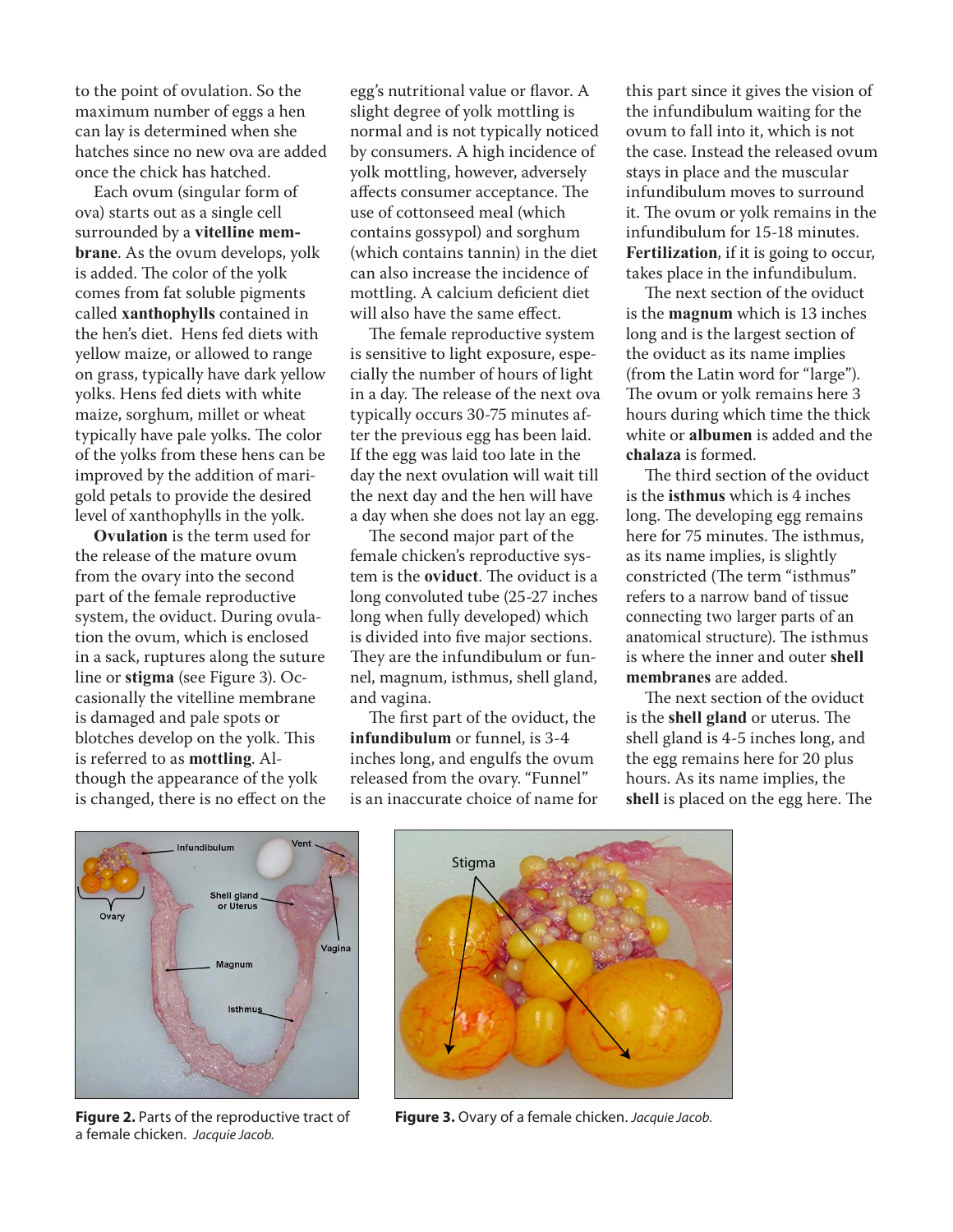to the point of ovulation. So the maximum number of eggs a hen can lay is determined when she hatches since no new ova are added once the chick has hatched.

Each ovum (singular form of ova) starts out as a single cell surrounded by a **vitelline membrane**. As the ovum develops, yolk is added. The color of the yolk comes from fat soluble pigments called **xanthophylls** contained in the hen's diet. Hens fed diets with yellow maize, or allowed to range on grass, typically have dark yellow yolks. Hens fed diets with white maize, sorghum, millet or wheat typically have pale yolks. The color of the yolks from these hens can be improved by the addition of marigold petals to provide the desired level of xanthophylls in the yolk.

**Ovulation** is the term used for the release of the mature ovum from the ovary into the second part of the female reproductive system, the oviduct. During ovulation the ovum, which is enclosed in a sack, ruptures along the suture line or **stigma** (see Figure 3). Occasionally the vitelline membrane is damaged and pale spots or blotches develop on the yolk. This is referred to as **mottling**. Although the appearance of the yolk is changed, there is no effect on the egg's nutritional value or flavor. A slight degree of yolk mottling is normal and is not typically noticed by consumers. A high incidence of yolk mottling, however, adversely affects consumer acceptance. The use of cottonseed meal (which contains gossypol) and sorghum (which contains tannin) in the diet can also increase the incidence of mottling. A calcium deficient diet will also have the same effect.

The female reproductive system is sensitive to light exposure, especially the number of hours of light in a day. The release of the next ova typically occurs 30-75 minutes after the previous egg has been laid. If the egg was laid too late in the day the next ovulation will wait till the next day and the hen will have a day when she does not lay an egg.

The second major part of the female chicken's reproductive system is the **oviduct**. The oviduct is a long convoluted tube (25-27 inches long when fully developed) which is divided into five major sections. They are the infundibulum or funnel, magnum, isthmus, shell gland, and vagina.

The first part of the oviduct, the **infundibulum** or funnel, is 3-4 inches long, and engulfs the ovum released from the ovary. "Funnel" is an inaccurate choice of name for this part since it gives the vision of the infundibulum waiting for the ovum to fall into it, which is not the case. Instead the released ovum stays in place and the muscular infundibulum moves to surround it. The ovum or yolk remains in the infundibulum for 15-18 minutes. **Fertilization**, if it is going to occur, takes place in the infundibulum.

The next section of the oviduct is the **magnum** which is 13 inches long and is the largest section of the oviduct as its name implies (from the Latin word for "large"). The ovum or yolk remains here 3 hours during which time the thick white or **albumen** is added and the **chalaza** is formed.

The third section of the oviduct is the **isthmus** which is 4 inches long. The developing egg remains here for 75 minutes. The isthmus, as its name implies, is slightly constricted (The term "isthmus" refers to a narrow band of tissue connecting two larger parts of an anatomical structure). The isthmus is where the inner and outer **shell membranes** are added.

The next section of the oviduct is the **shell gland** or uterus. The shell gland is 4-5 inches long, and the egg remains here for 20 plus hours. As its name implies, the **shell** is placed on the egg here. The

**Figure 2.** Parts of the reproductive tract of a female chicken. *Jacquie Jacob.*

**Figure 3.** Ovary of a female chicken. *Jacquie Jacob.*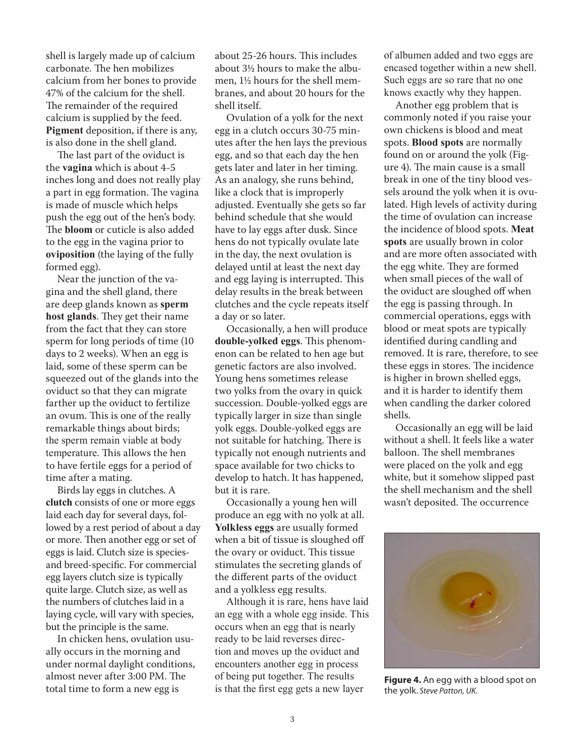shell is largely made up of calcium carbonate. The hen mobilizes calcium from her bones to provide 47% of the calcium for the shell. The remainder of the required calcium is supplied by the feed. **Pigment** deposition, if there is any, is also done in the shell gland.

The last part of the oviduct is the **vagina** which is about 4-5 inches long and does not really play a part in egg formation. The vagina is made of muscle which helps push the egg out of the hen's body. The **bloom** or cuticle is also added to the egg in the vagina prior to **oviposition** (the laying of the fully formed egg).

Near the junction of the vagina and the shell gland, there are deep glands known as **sperm host glands**. They get their name from the fact that they can store sperm for long periods of time (10 days to 2 weeks). When an egg is laid, some of these sperm can be squeezed out of the glands into the oviduct so that they can migrate farther up the oviduct to fertilize an ovum. This is one of the really remarkable things about birds; the sperm remain viable at body temperature. This allows the hen to have fertile eggs for a period of time after a mating.

Birds lay eggs in clutches. A **clutch** consists of one or more eggs laid each day for several days, followed by a rest period of about a day or more. Then another egg or set of eggs is laid. Clutch size is species- and breed-specific. For commercial egg layers clutch size is typically quite large. Clutch size, as well as the numbers of clutches laid in a laying cycle, will vary with species, but the principle is the same.

In chicken hens, ovulation usually occurs in the morning and under normal daylight conditions, almost never after 3:00 PM. The total time to form a new egg is about 25-26 hours. This includes about 3½ hours to make the albumen, 1½ hours for the shell membranes, and about 20 hours for the shell itself.

Ovulation of a yolk for the next egg in a clutch occurs 30-75 minutes after the hen lays the previous egg, and so that each day the hen gets later and later in her timing. As an analogy, she runs behind, like a clock that is improperly adjusted. Eventually she gets so far behind schedule that she would have to lay eggs after dusk. Since hens do not typically ovulate late in the day, the next ovulation is delayed until at least the next day and egg laying is interrupted. This delay results in the break between clutches and the cycle repeats itself a day or so later.

Occasionally, a hen will produce **double-yolked eggs**. This phenomenon can be related to hen age but genetic factors are also involved. Young hens sometimes release two yolks from the ovary in quick succession. Double-yolked eggs are typically larger in size than single yolk eggs. Double-yolked eggs are not suitable for hatching. There is typically not enough nutrients and space available for two chicks to develop to hatch. It has happened, but it is rare.

Occasionally a young hen will produce an egg with no yolk at all. **Yolkless eggs** are usually formed when a bit of tissue is sloughed off the ovary or oviduct. This tissue stimulates the secreting glands of the different parts of the oviduct and a yolkless egg results.

Although it is rare, hens have laid an egg with a whole egg inside. This occurs when an egg that is nearly ready to be laid reverses direction and moves up the oviduct and encounters another egg in process of being put together. The results is that the first egg gets a new layer of albumen added and two eggs are encased together within a new shell. Such eggs are so rare that no one knows exactly why they happen.

Another egg problem that is commonly noted if you raise your own chickens is blood and meat spots. **Blood spots** are normally found on or around the yolk (Figure 4). The main cause is a small break in one of the tiny blood vessels around the yolk when it is ovulated. High levels of activity during the time of ovulation can increase the incidence of blood spots. **Meat spots** are usually brown in color and are more often associated with the egg white. They are formed when small pieces of the wall of the oviduct are sloughed off when the egg is passing through. In commercial operations, eggs with blood or meat spots are typically identified during candling and removed. It is rare, therefore, to see these eggs in stores. The incidence is higher in brown shelled eggs, and it is harder to identify them when candling the darker colored shells.

Occasionally an egg will be laid without a shell. It feels like a water balloon. The shell membranes were placed on the yolk and egg white, but it somehow slipped past the shell mechanism and the shell wasn't deposited. The occurrence

**Figure 4.** An egg with a blood spot on the yolk. *Steve Patton, UK.*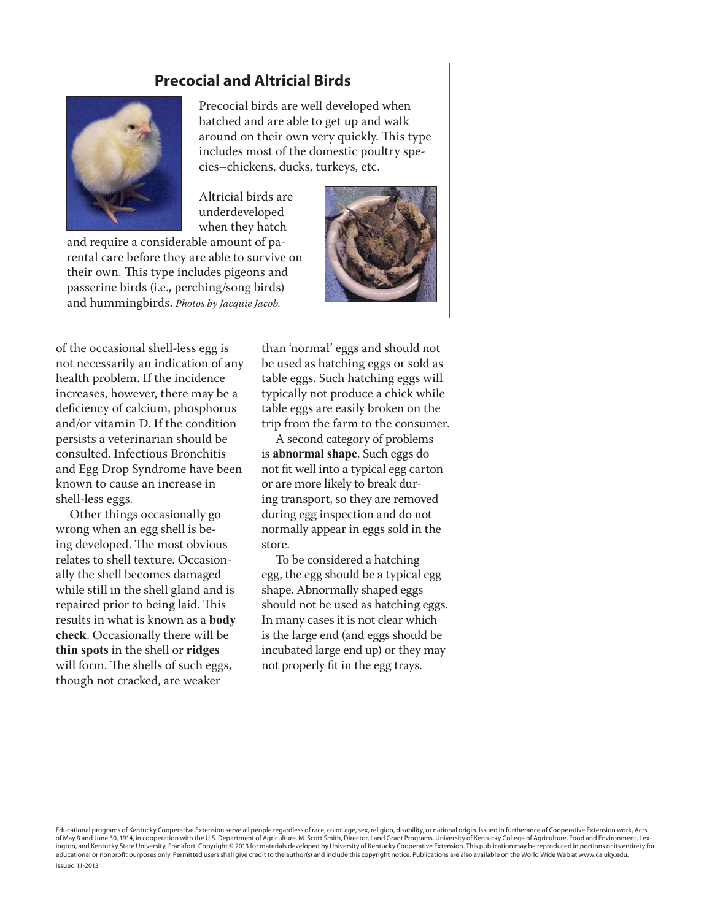## Precocial and Altricial Birds

Precocial birds are well developed when hatched and are able to get up and walk around on their own very quickly. This type includes most of the domestic poultry species–chickens, ducks, turkeys, etc.

Altricial birds are underdeveloped when they hatch and require a considerable amount of parental care before they are able to survive on their own. This type includes pigeons and passerine birds (i.e., perching/song birds) and hummingbirds. *Photos by Jacquie Jacob.*

of the occasional shell-less egg is not necessarily an indication of any health problem. If the incidence increases, however, there may be a deficiency of calcium, phosphorus and/or vitamin D. If the condition persists a veterinarian should be consulted. Infectious Bronchitis and Egg Drop Syndrome have been known to cause an increase in shell-less eggs.

Other things occasionally go wrong when an egg shell is being developed. The most obvious relates to shell texture. Occasionally the shell becomes damaged while still in the shell gland and is repaired prior to being laid. This results in what is known as a **body check**. Occasionally there will be **thin spots** in the shell or **ridges** will form. The shells of such eggs, though not cracked, are weaker than 'normal' eggs and should not be used as hatching eggs or sold as table eggs. Such hatching eggs will typically not produce a chick while table eggs are easily broken on the trip from the farm to the consumer.

A second category of problems is **abnormal shape**. Such eggs do not fit well into a typical egg carton or are more likely to break during transport, so they are removed during egg inspection and do not normally appear in eggs sold in the store.

To be considered a hatching egg, the egg should be a typical egg shape. Abnormally shaped eggs should not be used as hatching eggs. In many cases it is not clear which is the large end (and eggs should be incubated large end up) or they may not properly fit in the egg trays.

Educational programs of Kentucky Cooperative Extension serve all people regardless of race, color, age, sex, religion, disability, or national origin. Issued in furtherance of Cooperative Extension work, Acts of May 8 and June 30, 1914, in cooperation with the U.S. Department of Agriculture, M. Scott Smith, Director, Land Grant Programs, University of Kentucky College of Agriculture, Food and Environment, Lexington, and Kentucky State University, Frankfort. Copyright © 2013 for materials developed by University of Kentucky Cooperative Extension. This publication may be reproduced in portions or its entirety for educational or nonprofit purposes only. Permitted users shall give credit to the author(s) and include this copyright notice. Publications are also available on the World Wide Web at www.ca.uky.edu.

Issued 11-2013